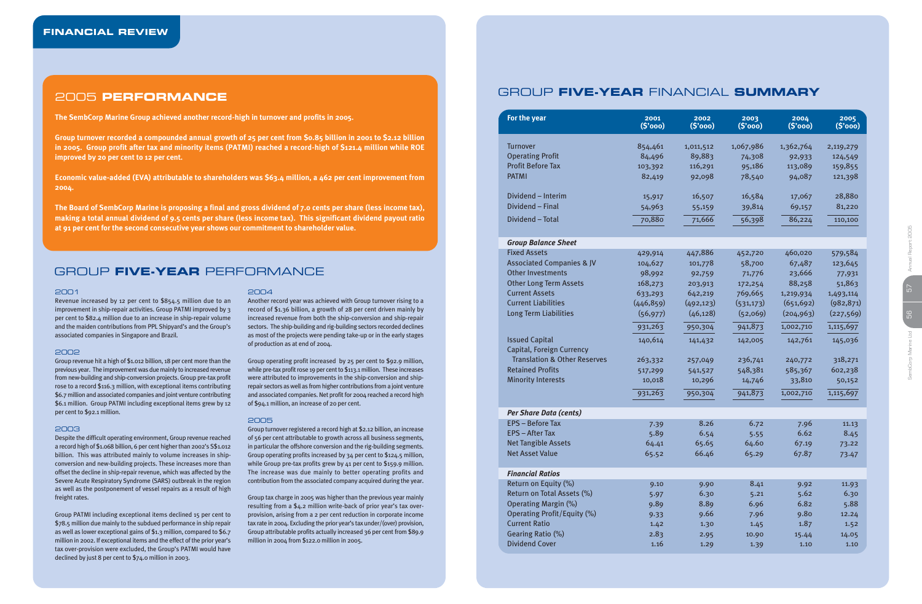## FINANCIAL REVIEW

## 2005 PERFORMANCE

**The SembCorp Marine Group achieved another record-high in turnover and profits in 2005.**

**Group turnover recorded a compounded annual growth of 25 per cent from $0.85 billion in 2001 to $2.12 billion in 2005. Group profit after tax and minority items (PATMI) reached a record-high of $121.4 million while ROE improved by 20 per cent to 12 per cent.**

**Economic value-added (EVA) attributable to shareholders was $63.4 million, a 462 per cent improvement from 2004.**

**The Board of SembCorp Marine is proposing a final and gross dividend of 7.0 cents per share (less income tax), making a total annual dividend of 9.5 cents per share (less income tax). This significant dividend payout ratio at 91 per cent for the second consecutive year shows our commitment to shareholder value.**

## GROUP FIVE-YEAR PERFORMANCE

### 2001

Revenue increased by 12 per cent to $854.5 million due to an improvement in ship-repair activities. Group PATMI improved by 3 per cent to $82.4 million due to an increase in ship-repair volume and the maiden contributions from PPL Shipyard's and the Group's associated companies in Singapore and Brazil.

### 2002

Group revenue hit a high of $1.012 billion, 18 per cent more than the previous year. The improvement was due mainly to increased revenue from new-building and ship-conversion projects. Group pre-tax profit rose to a record $116.3 million, with exceptional items contributing $6.7 million and associated companies and joint venture contributing $6.1 million. Group PATMI including exceptional items grew by 12 per cent to $92.1 million.

### 2003

Despite the difficult operating environment, Group revenue reached a record high of $1.068 billion, 6 per cent higher than 2002's S$1.012 billion. This was attributed mainly to volume increases in ship-conversion and new-building projects. These increases more than offset the decline in ship-repair revenue, which was affected by the Severe Acute Respiratory Syndrome (SARS) outbreak in the region as well as the postponement of vessel repairs as a result of high freight rates.

Group PATMI including exceptional items declined 15 per cent to $78.5 million due mainly to the subdued performance in ship repair as well as lower exceptional gains of $1.3 million, compared to $6.7 million in 2002. If exceptional items and the effect of the prior year's tax over-provision were excluded, the Group's PATMI would have declined by just 8 per cent to $74.0 million in 2003.

### 2004

Another record year was achieved with Group turnover rising to a record of $1.36 billion, a growth of 28 per cent driven mainly by increased revenue from both the ship-conversion and ship-repair sectors. The ship-building and rig-building sectors recorded declines as most of the projects were pending take-up or in the early stages of production as at end of 2004.

Group operating profit increased by 25 per cent to $92.9 million, while pre-tax profit rose 19 per cent to $113.1 million. These increases were attributed to improvements in the ship-conversion and ship-repair sectors as well as from higher contributions from a joint venture and associated companies. Net profit for 2004 reached a record high of $94.1 million, an increase of 20 per cent.

### 2005

Group turnover registered a record high at $2.12 billion, an increase of 56 per cent attributable to growth across all business segments, in particular the offshore conversion and the rig-building segments. Group operating profits increased by 34 per cent to $124.5 million, while Group pre-tax profits grew by 41 per cent to $159.9 million. The increase was due mainly to better operating profits and contribution from the associated company acquired during the year.

Group tax charge in 2005 was higher than the previous year mainly resulting from a $4.2 million write-back of prior year's tax over-provision, arising from a 2 per cent reduction in corporate income tax rate in 2004. Excluding the prior year's tax under/(over) provision, Group attributable profits actually increased 36 per cent from $89.9 million in 2004 from $122.0 million in 2005.

## GROUP FIVE-YEAR FINANCIAL SUMMARY

| For the year | 2001 ($'000) | 2002 ($'000) | 2003 ($'000) | 2004 ($'000) | 2005 ($'000) |
|---|---|---|---|---|---|
| Turnover | 854,461 | 1,011,512 | 1,067,986 | 1,362,764 | 2,119,279 |
| Operating Profit | 84,496 | 89,883 | 74,308 | 92,933 | 124,549 |
| Profit Before Tax | 103,392 | 116,291 | 95,186 | 113,089 | 159,855 |
| PATMI | 82,419 | 92,098 | 78,540 | 94,087 | 121,398 |
| Dividend – Interim | 15,917 | 16,507 | 16,584 | 17,067 | 28,880 |
| Dividend – Final | 54,963 | 55,159 | 39,814 | 69,157 | 81,220 |
| Dividend – Total | 70,880 | 71,666 | 56,398 | 86,224 | 110,100 |
| ***Group Balance Sheet*** | | | | | |
| Fixed Assets | 429,914 | 447,886 | 452,720 | 460,020 | 579,584 |
| Associated Companies & JV | 104,627 | 101,778 | 58,700 | 67,487 | 123,645 |
| Other Investments | 98,992 | 92,759 | 71,776 | 23,666 | 77,931 |
| Other Long Term Assets | 168,273 | 203,913 | 172,254 | 88,258 | 51,863 |
| Current Assets | 633,293 | 642,219 | 769,665 | 1,219,934 | 1,493,114 |
| Current Liabilities | (446,859) | (492,123) | (531,173) | (651,692) | (982,871) |
| Long Term Liabilities | (56,977) | (46,128) | (52,069) | (204,963) | (227,569) |
| | 931,263 | 950,304 | 941,873 | 1,002,710 | 1,115,697 |
| Issued Capital | 140,614 | 141,432 | 142,005 | 142,761 | 145,036 |
| Capital, Foreign Currency Translation & Other Reserves | 263,332 | 257,049 | 236,741 | 240,772 | 318,271 |
| Retained Profits | 517,299 | 541,527 | 548,381 | 585,367 | 602,238 |
| Minority Interests | 10,018 | 10,296 | 14,746 | 33,810 | 50,152 |
| | 931,263 | 950,304 | 941,873 | 1,002,710 | 1,115,697 |
| ***Per Share Data (cents)*** | | | | | |
| EPS – Before Tax | 7.39 | 8.26 | 6.72 | 7.96 | 11.13 |
| EPS – After Tax | 5.89 | 6.54 | 5.55 | 6.62 | 8.45 |
| Net Tangible Assets | 64.41 | 65.65 | 64.60 | 67.19 | 73.22 |
| Net Asset Value | 65.52 | 66.46 | 65.29 | 67.87 | 73.47 |
| ***Financial Ratios*** | | | | | |
| Return on Equity (%) | 9.10 | 9.90 | 8.41 | 9.92 | 11.93 |
| Return on Total Assets (%) | 5.97 | 6.30 | 5.21 | 5.62 | 6.30 |
| Operating Margin (%) | 9.89 | 8.89 | 6.96 | 6.82 | 5.88 |
| Operating Profit/Equity (%) | 9.33 | 9.66 | 7.96 | 9.80 | 12.24 |
| Current Ratio | 1.42 | 1.30 | 1.45 | 1.87 | 1.52 |
| Gearing Ratio (%) | 2.83 | 2.95 | 10.90 | 15.44 | 14.05 |
| Dividend Cover | 1.16 | 1.29 | 1.39 | 1.10 | 1.10 |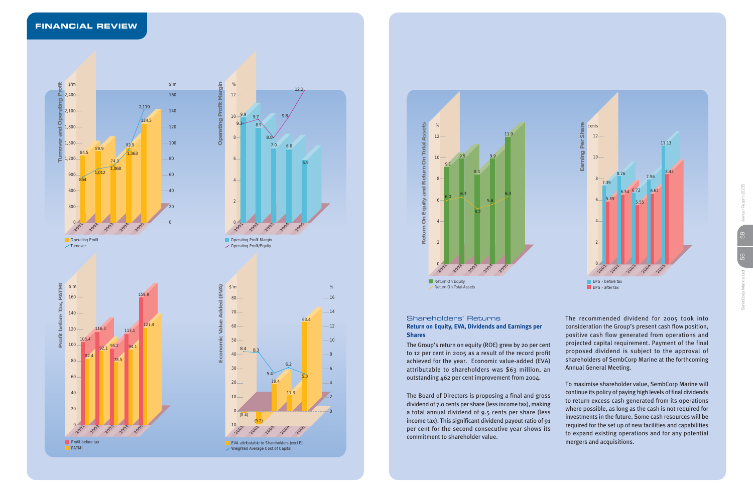# FINANCIAL REVIEW

Turnover and Operating Profit

$'m

2,400
2,100
1,800
1,500
1,200
900
600
300
0

$'m

160
140
120
100
80
60
40
20
0

84.5
89.9
74.3
92.9
124.5

854
1,012
1,068
1,363
2,119

2001 2002 2003 2004 2005

Operating Profit
Turnover

Operating Profit Margin

%

12
10
8
6
4
2
0

9.9
9.3
9.7
8.9
8.0
7.0
9.8
6.8
12.2
5.9

2001 2002 2003 2004 2005

Operating Profit Margin
Operating Profit/Equity

Profit before Tax, PATMI

$'m

160
140
120
100
80
60
40
20
0

103.4
82.4
116.3
92.1
95.2
78.5
113.1
94.1
159.9
121.4

2001 2002 2003 2004 2005

Profit before tax
PATMI

Economic Value Added (EVA)

$'m

80
70
60
50
40
30
20
10
0
-10

%

16
14
12
10
8
6
4
2
0

8.4
8.3
5.4
6.2
5.3
(0.4)
(9.2)
19.4
11.3
63.4

2001 2002 2003 2004 2005

EVA attributable to Shareholders (excl EI)
Weighted Average Cost of Capital

Return On Equity and Return On Total Assets

%

12
10
8
6
4
2
0

9.1
6.0
9.9
6.3
8.4
5.2
9.9
5.6
11.9
6.3

2001 2002 2003 2004 2005

Return On Equity
Return On Total Assets

Earning Per Share

cents

12
10
8
6
4
2
0

7.39
5.89
8.26
6.54
6.72
5.55
7.96
6.62
11.13
8.45

2001 2002 2003 2004 2005

EPS - before tax
EPS - after tax

## Shareholders' Returns

### Return on Equity, EVA, Dividends and Earnings per Shares

The Group's return on equity (ROE) grew by 20 per cent to 12 per cent in 2005 as a result of the record profit achieved for the year. Economic value-added (EVA) attributable to shareholders was $63 million, an outstanding 462 per cent improvement from 2004.

The Board of Directors is proposing a final and gross dividend of 7.0 cents per share (less income tax), making a total annual dividend of 9.5 cents per share (less income tax). This significant dividend payout ratio of 91 per cent for the second consecutive year shows its commitment to shareholder value.

The recommended dividend for 2005 took into consideration the Group's present cash flow position, positive cash flow generated from operations and projected capital requirement. Payment of the final proposed dividend is subject to the approval of shareholders of SembCorp Marine at the forthcoming Annual General Meeting.

To maximise shareholder value, SembCorp Marine will continue its policy of paying high levels of final dividends to return excess cash generated from its operations where possible, as long as the cash is not required for investments in the future. Some cash resources will be required for the set up of new facilities and capabilities to expand existing operations and for any potential mergers and acquisitions.